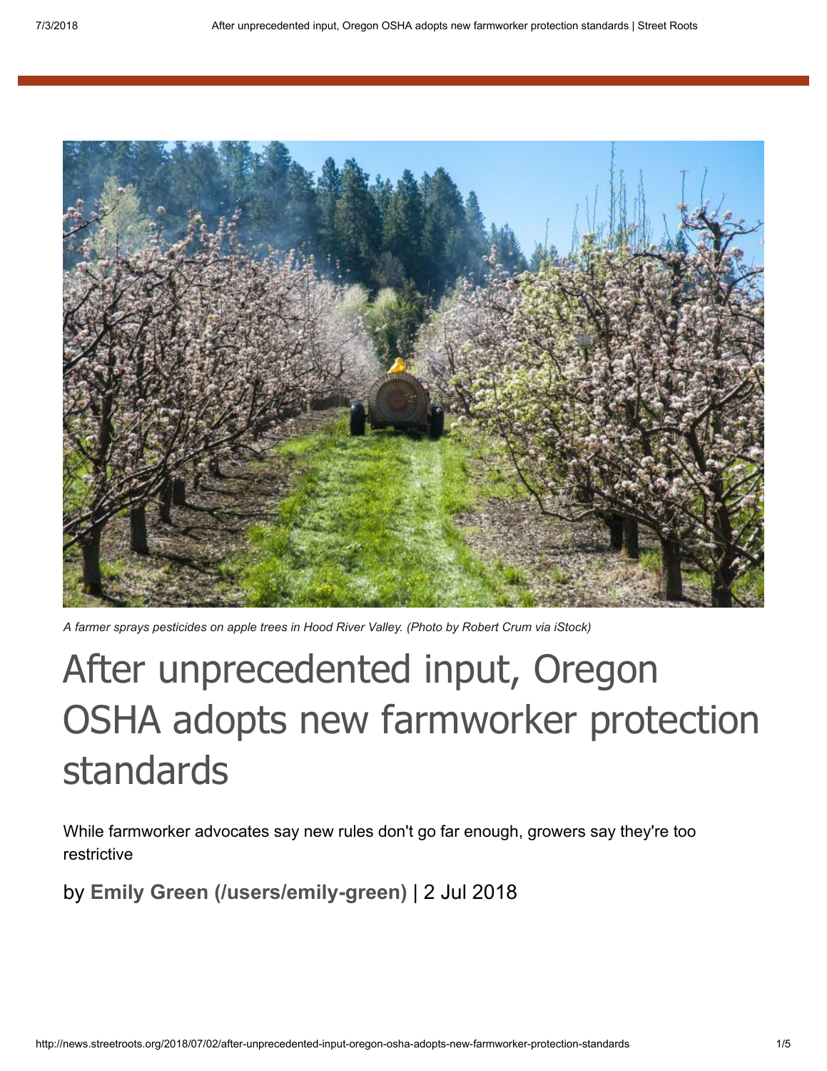A farmer sprays pesticides on apple trees in Hood River Valley. (Photo by Robert Crum via iStock)

# After unprecedented input, Oregon OSHA adopts new farmworker protection standards

While farmworker advocates say new rules don't go far enough, growers say they're too restrictive

by **Emily Green (/users/emily-green)** | 2 Jul 2018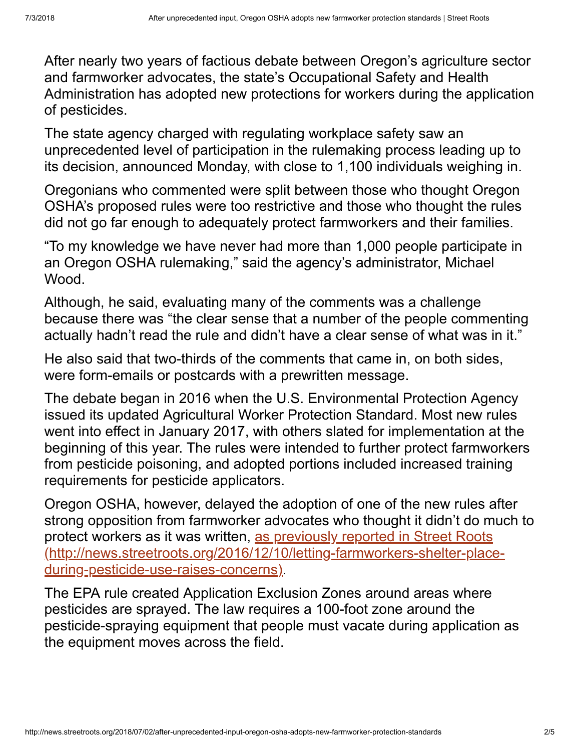After nearly two years of factious debate between Oregon's agriculture sector and farmworker advocates, the state's Occupational Safety and Health Administration has adopted new protections for workers during the application of pesticides.

The state agency charged with regulating workplace safety saw an unprecedented level of participation in the rulemaking process leading up to its decision, announced Monday, with close to 1,100 individuals weighing in.

Oregonians who commented were split between those who thought Oregon OSHA's proposed rules were too restrictive and those who thought the rules did not go far enough to adequately protect farmworkers and their families.

"To my knowledge we have never had more than 1,000 people participate in an Oregon OSHA rulemaking," said the agency's administrator, Michael Wood.

Although, he said, evaluating many of the comments was a challenge because there was "the clear sense that a number of the people commenting actually hadn't read the rule and didn't have a clear sense of what was in it."

He also said that two-thirds of the comments that came in, on both sides, were form-emails or postcards with a prewritten message.

The debate began in 2016 when the U.S. Environmental Protection Agency issued its updated Agricultural Worker Protection Standard. Most new rules went into effect in January 2017, with others slated for implementation at the beginning of this year. The rules were intended to further protect farmworkers from pesticide poisoning, and adopted portions included increased training requirements for pesticide applicators.

Oregon OSHA, however, delayed the adoption of one of the new rules after strong opposition from farmworker advocates who thought it didn't do much to protect workers as it was written, [as previously reported in Street Roots (http://news.streetroots.org/2016/12/10/letting-farmworkers-shelter-place-during-pesticide-use-raises-concerns)](http://news.streetroots.org/2016/12/10/letting-farmworkers-shelter-place-during-pesticide-use-raises-concerns).

The EPA rule created Application Exclusion Zones around areas where pesticides are sprayed. The law requires a 100-foot zone around the pesticide-spraying equipment that people must vacate during application as the equipment moves across the field.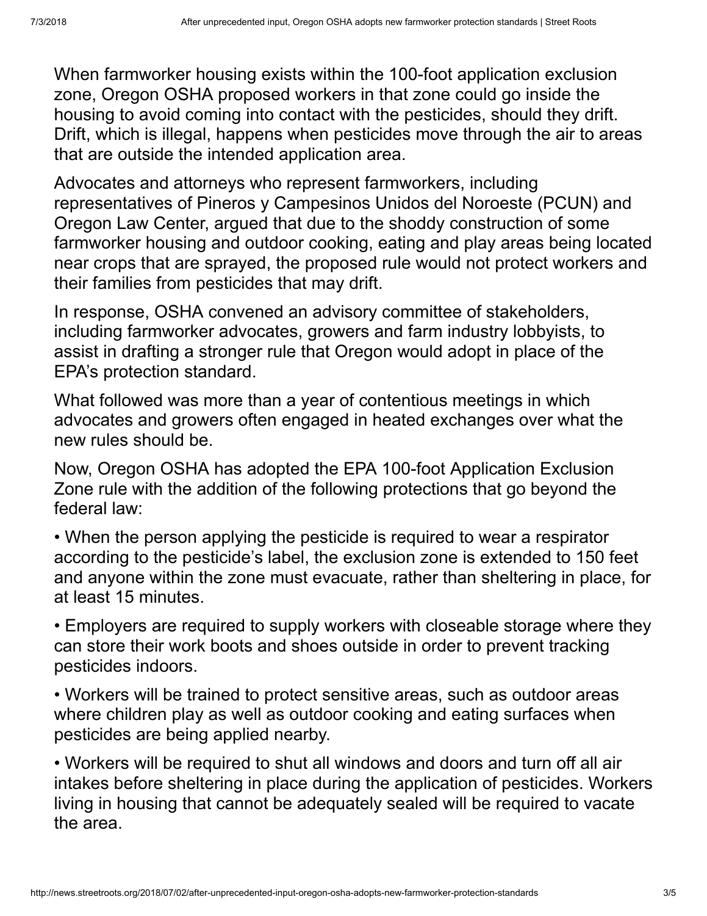When farmworker housing exists within the 100-foot application exclusion zone, Oregon OSHA proposed workers in that zone could go inside the housing to avoid coming into contact with the pesticides, should they drift. Drift, which is illegal, happens when pesticides move through the air to areas that are outside the intended application area.

Advocates and attorneys who represent farmworkers, including representatives of Pineros y Campesinos Unidos del Noroeste (PCUN) and Oregon Law Center, argued that due to the shoddy construction of some farmworker housing and outdoor cooking, eating and play areas being located near crops that are sprayed, the proposed rule would not protect workers and their families from pesticides that may drift.

In response, OSHA convened an advisory committee of stakeholders, including farmworker advocates, growers and farm industry lobbyists, to assist in drafting a stronger rule that Oregon would adopt in place of the EPA's protection standard.

What followed was more than a year of contentious meetings in which advocates and growers often engaged in heated exchanges over what the new rules should be.

Now, Oregon OSHA has adopted the EPA 100-foot Application Exclusion Zone rule with the addition of the following protections that go beyond the federal law:

- When the person applying the pesticide is required to wear a respirator according to the pesticide's label, the exclusion zone is extended to 150 feet and anyone within the zone must evacuate, rather than sheltering in place, for at least 15 minutes.
- Employers are required to supply workers with closeable storage where they can store their work boots and shoes outside in order to prevent tracking pesticides indoors.
- Workers will be trained to protect sensitive areas, such as outdoor areas where children play as well as outdoor cooking and eating surfaces when pesticides are being applied nearby.
- Workers will be required to shut all windows and doors and turn off all air intakes before sheltering in place during the application of pesticides. Workers living in housing that cannot be adequately sealed will be required to vacate the area.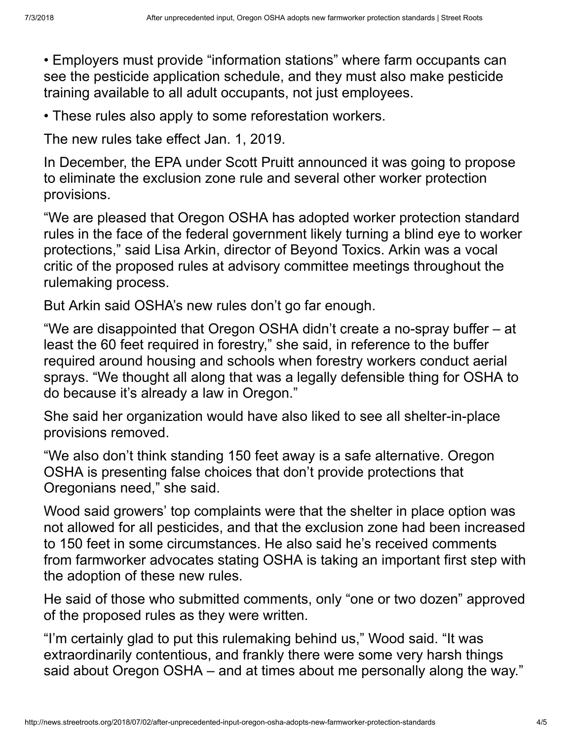- Employers must provide "information stations" where farm occupants can see the pesticide application schedule, and they must also make pesticide training available to all adult occupants, not just employees.
- These rules also apply to some reforestation workers.

The new rules take effect Jan. 1, 2019.

In December, the EPA under Scott Pruitt announced it was going to propose to eliminate the exclusion zone rule and several other worker protection provisions.

"We are pleased that Oregon OSHA has adopted worker protection standard rules in the face of the federal government likely turning a blind eye to worker protections," said Lisa Arkin, director of Beyond Toxics. Arkin was a vocal critic of the proposed rules at advisory committee meetings throughout the rulemaking process.

But Arkin said OSHA's new rules don't go far enough.

"We are disappointed that Oregon OSHA didn't create a no-spray buffer – at least the 60 feet required in forestry," she said, in reference to the buffer required around housing and schools when forestry workers conduct aerial sprays. "We thought all along that was a legally defensible thing for OSHA to do because it's already a law in Oregon."

She said her organization would have also liked to see all shelter-in-place provisions removed.

"We also don't think standing 150 feet away is a safe alternative. Oregon OSHA is presenting false choices that don't provide protections that Oregonians need," she said.

Wood said growers' top complaints were that the shelter in place option was not allowed for all pesticides, and that the exclusion zone had been increased to 150 feet in some circumstances. He also said he's received comments from farmworker advocates stating OSHA is taking an important first step with the adoption of these new rules.

He said of those who submitted comments, only "one or two dozen" approved of the proposed rules as they were written.

"I'm certainly glad to put this rulemaking behind us," Wood said. "It was extraordinarily contentious, and frankly there were some very harsh things said about Oregon OSHA – and at times about me personally along the way."